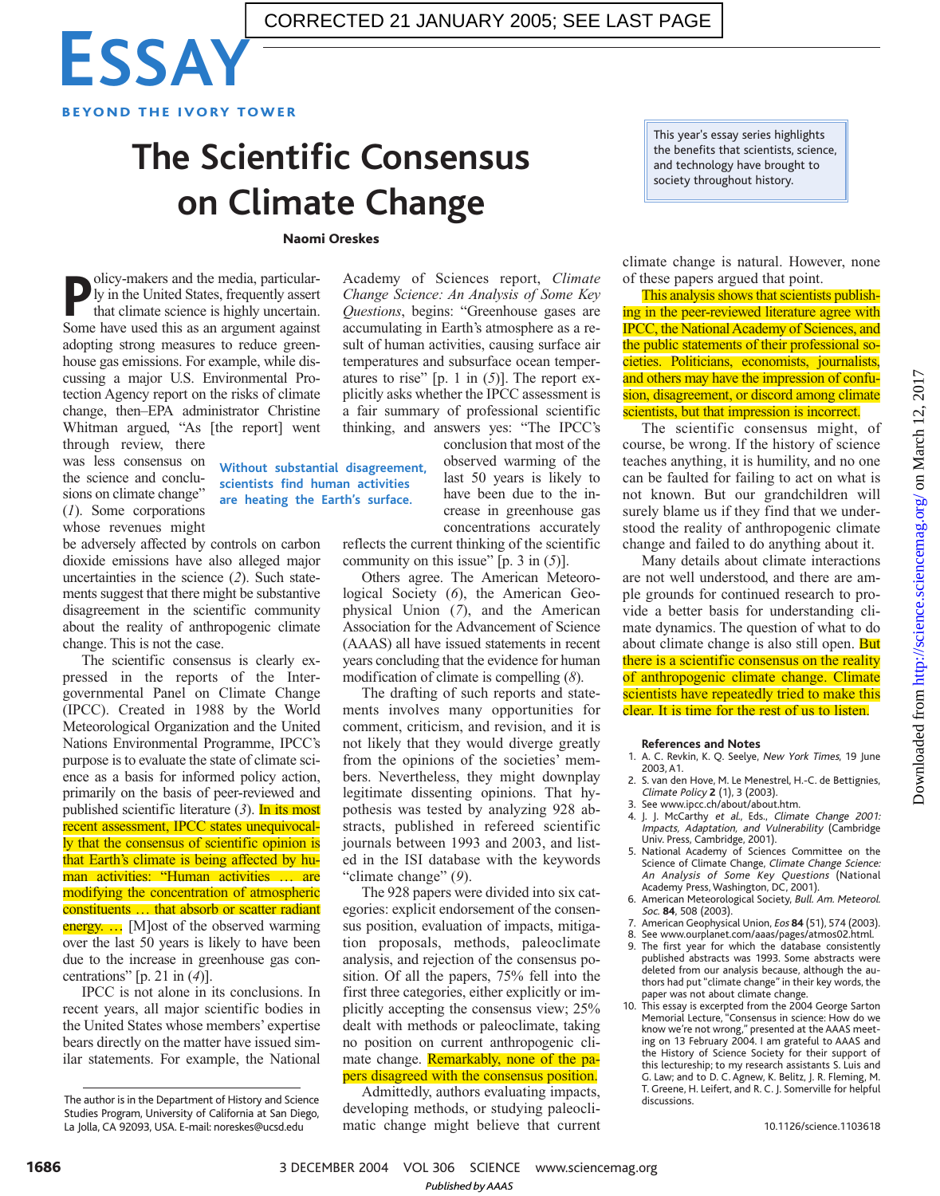CORRECTED 21 JANUARY 2005; SEE LAST PAGE

# ESSAY

**BEYOND THE IVORY TOWER**

This year's essay series highlights the benefits that scientists, science, and technology have brought to society throughout history.

# The Scientific Consensus on Climate Change

**Naomi Oreskes**

Policy-makers and the media, particularly in the United States, frequently assert that climate science is highly uncertain. Some have used this as an argument against adopting strong measures to reduce greenhouse gas emissions. For example, while discussing a major U.S. Environmental Protection Agency report on the risks of climate change, then–EPA administrator Christine Whitman argued, "As [the report] went through review, there was less consensus on the science and conclusions on climate change" (*1*). Some corporations whose revenues might be adversely affected by controls on carbon dioxide emissions have also alleged major uncertainties in the science (*2*). Such statements suggest that there might be substantive disagreement in the scientific community about the reality of anthropogenic climate change. This is not the case.

The scientific consensus is clearly expressed in the reports of the Intergovernmental Panel on Climate Change (IPCC). Created in 1988 by the World Meteorological Organization and the United Nations Environmental Programme, IPCC's purpose is to evaluate the state of climate science as a basis for informed policy action, primarily on the basis of peer-reviewed and published scientific literature (*3*). In its most recent assessment, IPCC states unequivocally that the consensus of scientific opinion is that Earth's climate is being affected by human activities: "Human activities … are modifying the concentration of atmospheric constituents … that absorb or scatter radiant energy. … [M]ost of the observed warming over the last 50 years is likely to have been due to the increase in greenhouse gas concentrations" [p. 21 in (*4*)].

IPCC is not alone in its conclusions. In recent years, all major scientific bodies in the United States whose members' expertise bears directly on the matter have issued similar statements. For example, the National Academy of Sciences report, *Climate Change Science: An Analysis of Some Key Questions*, begins: "Greenhouse gases are accumulating in Earth's atmosphere as a result of human activities, causing surface air temperatures and subsurface ocean temperatures to rise" [p. 1 in (*5*)]. The report explicitly asks whether the IPCC assessment is a fair summary of professional scientific thinking, and answers yes: "The IPCC's conclusion that most of the observed warming of the last 50 years is likely to have been due to the increase in greenhouse gas concentrations accurately reflects the current thinking of the scientific community on this issue" [p. 3 in (*5*)].

**Without substantial disagreement, scientists find human activities are heating the Earth's surface.**

Others agree. The American Meteorological Society (*6*), the American Geophysical Union (*7*), and the American Association for the Advancement of Science (AAAS) all have issued statements in recent years concluding that the evidence for human modification of climate is compelling (*8*).

The drafting of such reports and statements involves many opportunities for comment, criticism, and revision, and it is not likely that they would diverge greatly from the opinions of the societies' members. Nevertheless, they might downplay legitimate dissenting opinions. That hypothesis was tested by analyzing 928 abstracts, published in refereed scientific journals between 1993 and 2003, and listed in the ISI database with the keywords "climate change" (*9*).

The 928 papers were divided into six categories: explicit endorsement of the consensus position, evaluation of impacts, mitigation proposals, methods, paleoclimate analysis, and rejection of the consensus position. Of all the papers, 75% fell into the first three categories, either explicitly or implicitly accepting the consensus view; 25% dealt with methods or paleoclimate, taking no position on current anthropogenic climate change. Remarkably, none of the papers disagreed with the consensus position.

Admittedly, authors evaluating impacts, developing methods, or studying paleoclimatic change might believe that current climate change is natural. However, none of these papers argued that point.

This analysis shows that scientists publishing in the peer-reviewed literature agree with IPCC, the National Academy of Sciences, and the public statements of their professional societies. Politicians, economists, journalists, and others may have the impression of confusion, disagreement, or discord among climate scientists, but that impression is incorrect.

The scientific consensus might, of course, be wrong. If the history of science teaches anything, it is humility, and no one can be faulted for failing to act on what is not known. But our grandchildren will surely blame us if they find that we understood the reality of anthropogenic climate change and failed to do anything about it.

Many details about climate interactions are not well understood, and there are ample grounds for continued research to provide a better basis for understanding climate dynamics. The question of what to do about climate change is also still open. But there is a scientific consensus on the reality of anthropogenic climate change. Climate scientists have repeatedly tried to make this clear. It is time for the rest of us to listen.

### References and Notes

1. A. C. Revkin, K. Q. Seelye, *New York Times*, 19 June 2003, A1.
2. S. van den Hove, M. Le Menestrel, H.-C. de Bettignies, *Climate Policy* **2** (1), 3 (2003).
3. See www.ipcc.ch/about/about.htm.
4. J. J. McCarthy *et al.*, Eds., *Climate Change 2001: Impacts, Adaptation, and Vulnerability* (Cambridge Univ. Press, Cambridge, 2001).
5. National Academy of Sciences Committee on the Science of Climate Change, *Climate Change Science: An Analysis of Some Key Questions* (National Academy Press, Washington, DC, 2001).
6. American Meteorological Society, *Bull. Am. Meteorol. Soc.* **84**, 508 (2003).
7. American Geophysical Union, *Eos* **84** (51), 574 (2003).
8. See www.ourplanet.com/aaas/pages/atmos02.html.
9. The first year for which the database consistently published abstracts was 1993. Some abstracts were deleted from our analysis because, although the authors had put "climate change" in their key words, the paper was not about climate change.
10. This essay is excerpted from the 2004 George Sarton Memorial Lecture, "Consensus in science: How do we know we're not wrong," presented at the AAAS meeting on 13 February 2004. I am grateful to AAAS and the History of Science Society for their support of this lectureship; to my research assistants S. Luis and G. Law; and to D. C. Agnew, K. Belitz, J. R. Fleming, M. T. Greene, H. Leifert, and R. C. J. Somerville for helpful discussions.

10.1126/science.1103618

The author is in the Department of History and Science Studies Program, University of California at San Diego, La Jolla, CA 92093, USA. E-mail: noreskes@ucsd.edu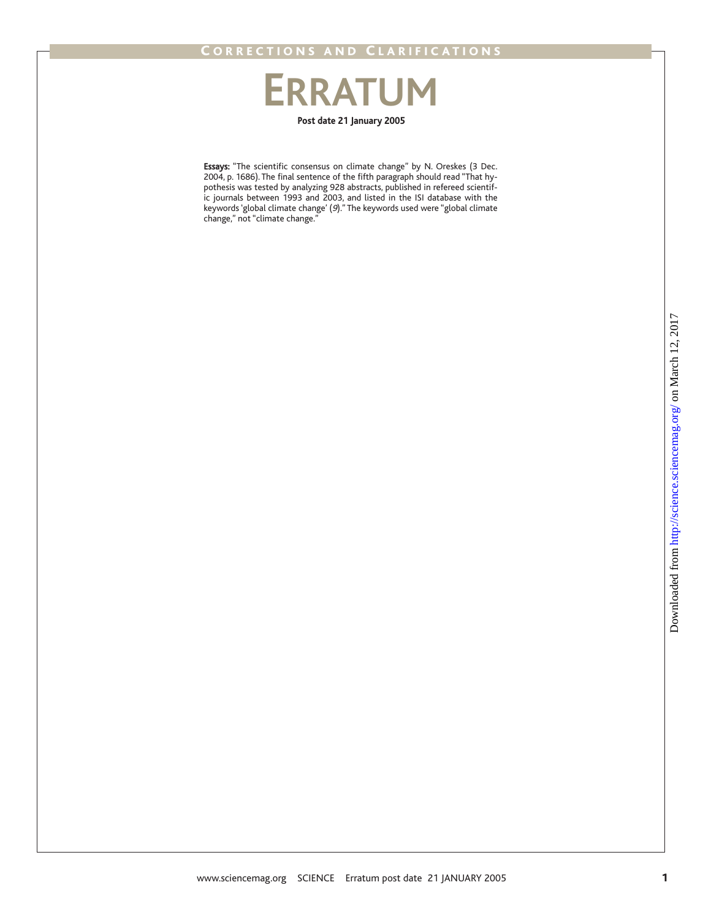# ERRATUM

**Post date 21 January 2005**

**Essays:** "The scientific consensus on climate change" by N. Oreskes (3 Dec. 2004, p. 1686). The final sentence of the fifth paragraph should read "That hypothesis was tested by analyzing 928 abstracts, published in refereed scientific journals between 1993 and 2003, and listed in the ISI database with the keywords 'global climate change' (*9*)." The keywords used were "global climate change," not "climate change."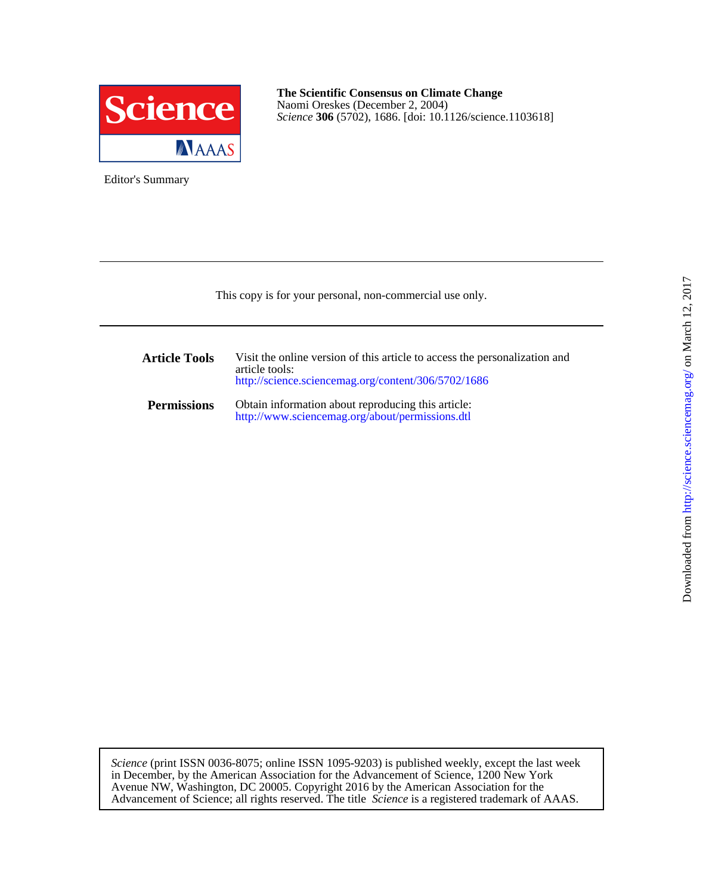**The Scientific Consensus on Climate Change**
Naomi Oreskes (December 2, 2004)
*Science* **306** (5702), 1686. [doi: 10.1126/science.1103618]

Editor's Summary

This copy is for your personal, non-commercial use only.

**Article Tools** Visit the online version of this article to access the personalization and article tools:
http://science.sciencemag.org/content/306/5702/1686

**Permissions** Obtain information about reproducing this article:
http://www.sciencemag.org/about/permissions.dtl

Downloaded from http://science.sciencemag.org/ on March 12, 2017

*Science* (print ISSN 0036-8075; online ISSN 1095-9203) is published weekly, except the last week in December, by the American Association for the Advancement of Science, 1200 New York Avenue NW, Washington, DC 20005. Copyright 2016 by the American Association for the Advancement of Science; all rights reserved. The title *Science* is a registered trademark of AAAS.